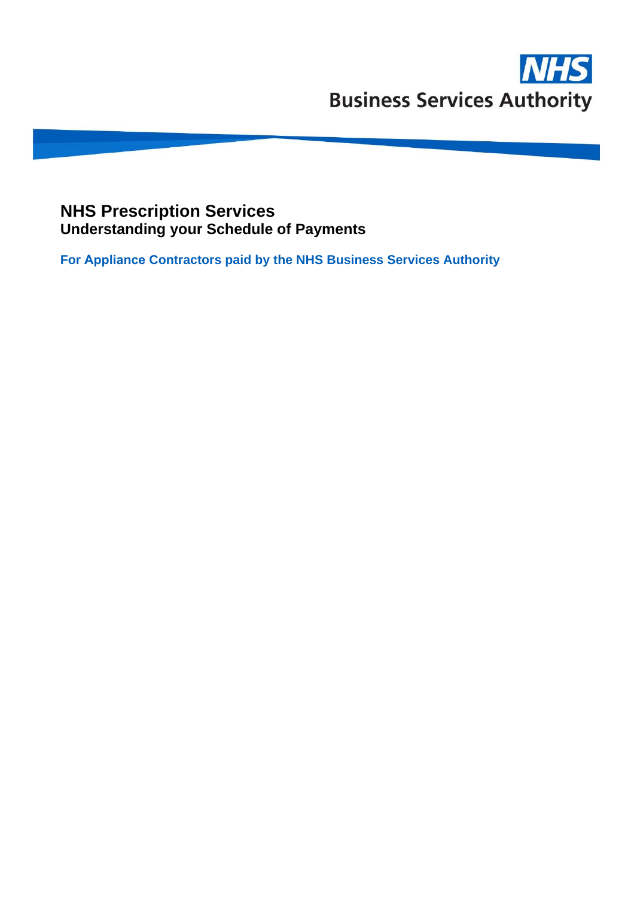NHS
Business Services Authority

# NHS Prescription Services

## Understanding your Schedule of Payments

**For Appliance Contractors paid by the NHS Business Services Authority**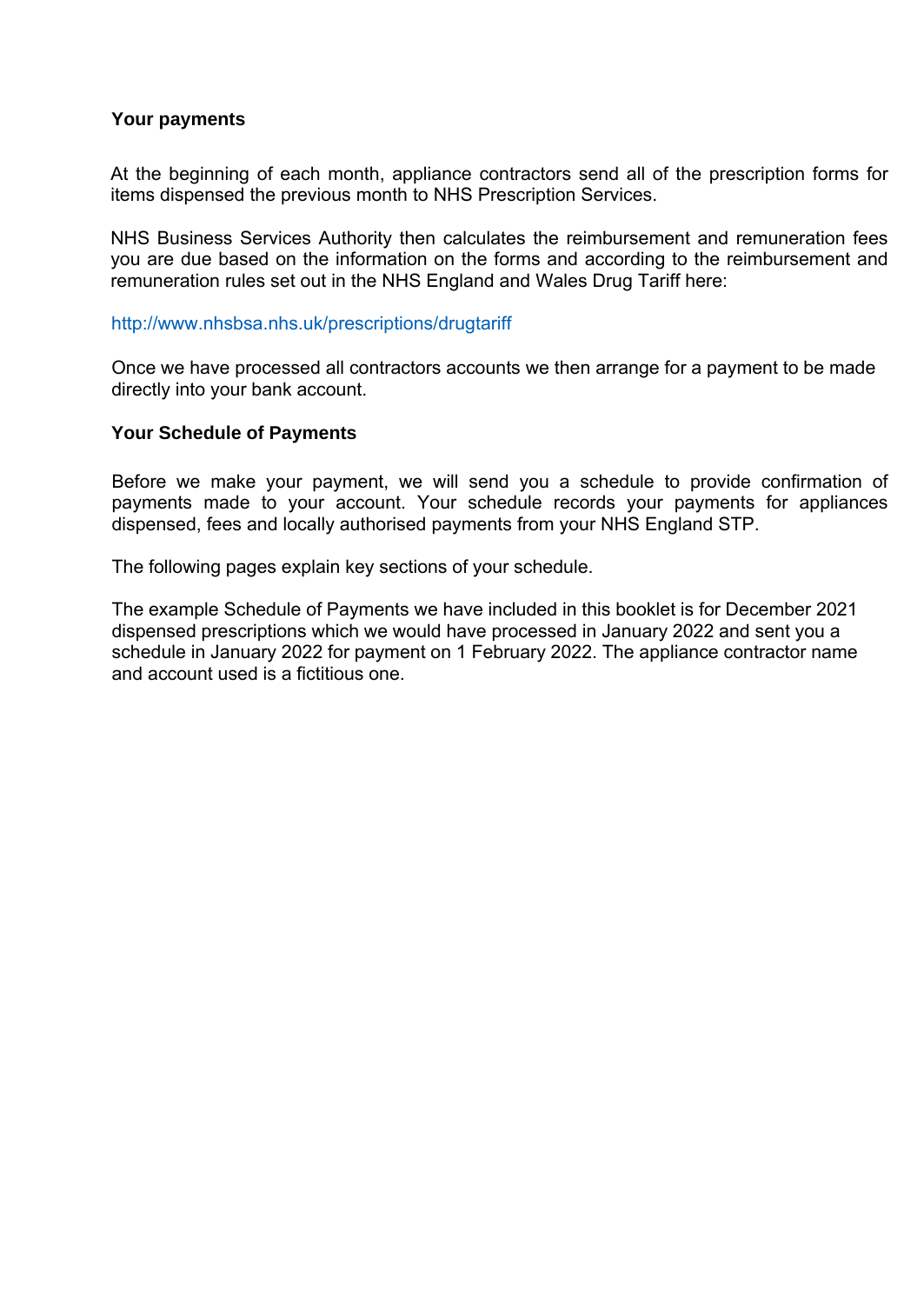**Your payments**

At the beginning of each month, appliance contractors send all of the prescription forms for items dispensed the previous month to NHS Prescription Services.

NHS Business Services Authority then calculates the reimbursement and remuneration fees you are due based on the information on the forms and according to the reimbursement and remuneration rules set out in the NHS England and Wales Drug Tariff here:

http://www.nhsbsa.nhs.uk/prescriptions/drugtariff

Once we have processed all contractors accounts we then arrange for a payment to be made directly into your bank account.

**Your Schedule of Payments**

Before we make your payment, we will send you a schedule to provide confirmation of payments made to your account. Your schedule records your payments for appliances dispensed, fees and locally authorised payments from your NHS England STP.

The following pages explain key sections of your schedule.

The example Schedule of Payments we have included in this booklet is for December 2021 dispensed prescriptions which we would have processed in January 2022 and sent you a schedule in January 2022 for payment on 1 February 2022. The appliance contractor name and account used is a fictitious one.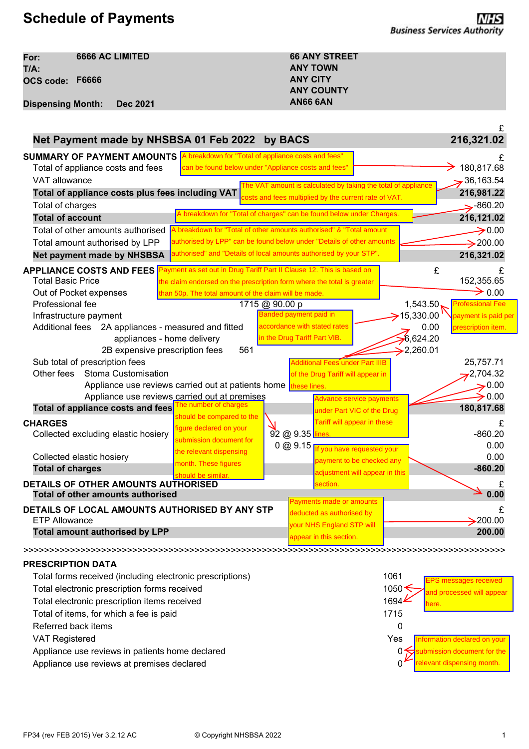# Schedule of Payments

NHS Business Services Authority

| | | |
|---|---|---|
| **For:** | **6666 AC LIMITED** | **66 ANY STREET** |
| **T/A:** | | **ANY TOWN** |
| **OCS code:** | **F6666** | **ANY CITY** |
| | | **ANY COUNTY** |
| **Dispensing Month:** | **Dec 2021** | **AN66 6AN** |

| | £ |
|---|---|
| **Net Payment made by NHSBSA 01 Feb 2022 by BACS** | **216,321.02** |

## SUMMARY OF PAYMENT AMOUNTS

| | £ |
|---|---|
| Total of appliance costs and fees | 180,817.68 |
| VAT allowance | 36,163.54 |
| **Total of appliance costs plus fees including VAT** | **216,981.22** |
| Total of charges | -860.20 |
| **Total of account** | **216,121.02** |
| Total of other amounts authorised | 0.00 |
| Total amount authorised by LPP | 200.00 |
| **Net payment made by NHSBSA** | **216,321.02** |

Notes:
- A breakdown for "Total of appliance costs and fees" can be found below under "Appliance costs and fees"
- The VAT amount is calculated by taking the total of appliance costs and fees multiplied by the current rate of VAT.
- A breakdown for "Total of charges" can be found below under Charges.
- A breakdown for "Total of other amounts authorised" & "Total amount authorised by LPP" can be found below under "Details of other amounts authorised" and "Details of local amounts authorised by your STP".

## APPLIANCE COSTS AND FEES

| | | £ | £ |
|---|---|---|---|
| Total Basic Price | | | 152,355.65 |
| Out of Pocket expenses | | | 0.00 |
| Professional fee | 1715 @ 90.00 p | 1,543.50 | |
| Infrastructure payment | | 15,330.00 | |
| Additional fees 2A appliances - measured and fitted | | 0.00 | |
| appliances - home delivery | | 6,624.20 | |
| 2B expensive prescription fees | 561 | 2,260.01 | |
| Sub total of prescription fees | | | 25,757.71 |
| Other fees Stoma Customisation | | | 2,704.32 |
| Appliance use reviews carried out at patients home | | | 0.00 |
| Appliance use reviews carried out at premises | | | 0.00 |
| **Total of appliance costs and fees** | | | **180,817.68** |

Notes:
- Payment as set out in Drug Tariff Part II Clause 12. This is based on the claim endorsed on the prescription form where the total is greater than 50p. The total amount of the claim will be made.
- Professional Fee payment is paid per prescription item.
- Banded payment paid in accordance with stated rates in the Drug Tariff Part VIB.
- Additional Fees under Part IIIB of the Drug Tariff will appear in these lines.
- Advance service payments under Part VIC of the Drug Tariff will appear in these lines.

## CHARGES

| | | £ |
|---|---|---|
| Collected excluding elastic hosiery | 92 @ 9.35 | -860.20 |
| | 0 @ 9.15 | 0.00 |
| Collected elastic hosiery | | 0.00 |
| **Total of charges** | | **-860.20** |

Notes:
- The number of charges should be compared to the figure declared on your submission document for the relevant dispensing month. These figures should be similar.

## DETAILS OF OTHER AMOUNTS AUTHORISED

| | £ |
|---|---|
| **Total of other amounts authorised** | **0.00** |

Notes:
- If you have requested your payment to be checked any adjustment will appear in this section.

## DETAILS OF LOCAL AMOUNTS AUTHORISED BY ANY STP

| | £ |
|---|---|
| ETP Allowance | 200.00 |
| **Total amount authorised by LPP** | **200.00** |

Notes:
- Payments made or amounts deducted as authorised by your NHS England STP will appear in this section.

>>>>>>>>>>>>>>>>>>>>>>>>>>>>>>>>>>>>>>>>>>>>>>>>>>>>>>>>>>>>>>>>>>>>>>>>>>>>>>>>>>>>>>>>>>

## PRESCRIPTION DATA

| | |
|---|---|
| Total forms received (including electronic prescriptions) | 1061 |
| Total electronic prescription forms received | 1050 |
| Total electronic prescription items received | 1694 |
| Total of items, for which a fee is paid | 1715 |
| Referred back items | 0 |
| VAT Registered | Yes |
| Appliance use reviews in patients home declared | 0 |
| Appliance use reviews at premises declared | 0 |

Notes:
- EPS messages received and processed will appear here.
- Information declared on your submission document for the relevant dispensing month.

FP34 (rev FEB 2015) Ver 3.2.12 AC © Copyright NHSBSA 2022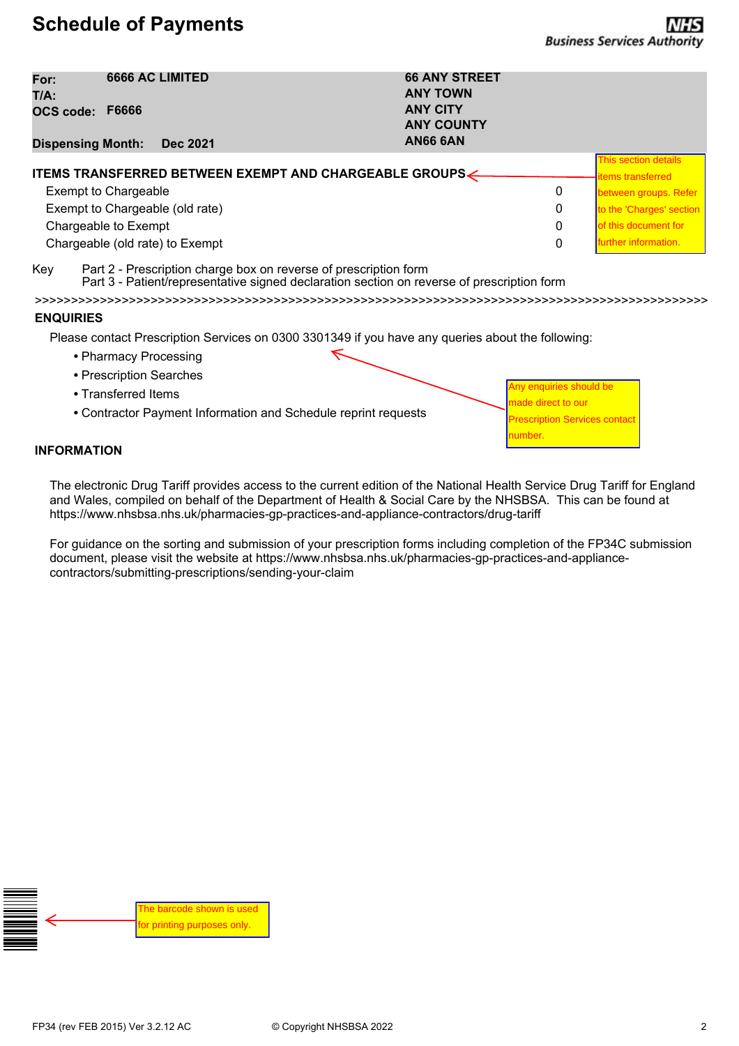# Schedule of Payments

**NHS Business Services Authority**

| | | |
|---|---|---|
| **For:** | **6666 AC LIMITED** | **66 ANY STREET** |
| **T/A:** | | **ANY TOWN** |
| **OCS code:** | **F6666** | **ANY CITY** |
| | | **ANY COUNTY** |
| **Dispensing Month:** | **Dec 2021** | **AN66 6AN** |

**ITEMS TRANSFERRED BETWEEN EXEMPT AND CHARGEABLE GROUPS**

| | |
|---|---|
| Exempt to Chargeable | 0 |
| Exempt to Chargeable (old rate) | 0 |
| Chargeable to Exempt | 0 |
| Chargeable (old rate) to Exempt | 0 |

This section details items transferred between groups. Refer to the 'Charges' section of this document for further information.

Key
Part 2 - Prescription charge box on reverse of prescription form
Part 3 - Patient/representative signed declaration section on reverse of prescription form

>>>>>>>>>>>>>>>>>>>>>>>>>>>>>>>>>>>>>>>>>>>>>>>>>>>>>>>>>>>>>>>>>>>>>>>>>>>>>>>>>>>>>>>>>>>>>>>>>>>>>

**ENQUIRIES**

Please contact Prescription Services on 0300 3301349 if you have any queries about the following:

- Pharmacy Processing
- Prescription Searches
- Transferred Items
- Contractor Payment Information and Schedule reprint requests

Any enquiries should be made direct to our Prescription Services contact number.

**INFORMATION**

The electronic Drug Tariff provides access to the current edition of the National Health Service Drug Tariff for England and Wales, compiled on behalf of the Department of Health & Social Care by the NHSBSA. This can be found at https://www.nhsbsa.nhs.uk/pharmacies-gp-practices-and-appliance-contractors/drug-tariff

For guidance on the sorting and submission of your prescription forms including completion of the FP34C submission document, please visit the website at https://www.nhsbsa.nhs.uk/pharmacies-gp-practices-and-appliance-contractors/submitting-prescriptions/sending-your-claim

The barcode shown is used for printing purposes only.

FP34 (rev FEB 2015) Ver 3.2.12 AC © Copyright NHSBSA 2022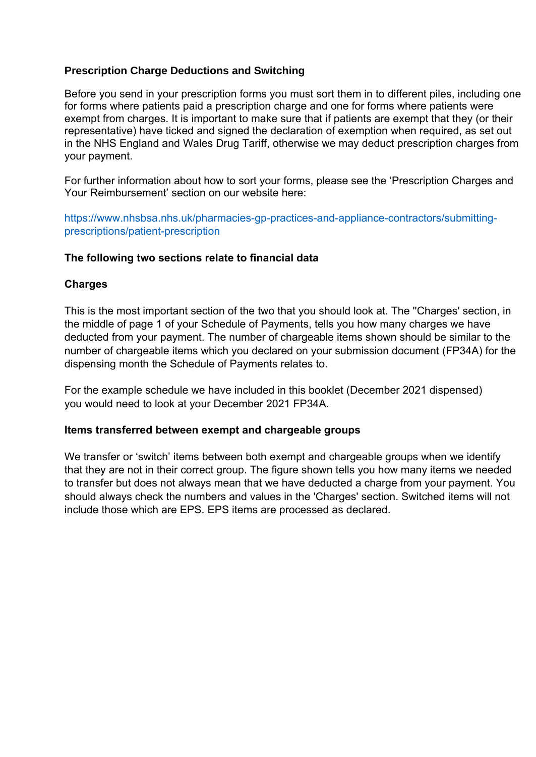**Prescription Charge Deductions and Switching**

Before you send in your prescription forms you must sort them in to different piles, including one for forms where patients paid a prescription charge and one for forms where patients were exempt from charges. It is important to make sure that if patients are exempt that they (or their representative) have ticked and signed the declaration of exemption when required, as set out in the NHS England and Wales Drug Tariff, otherwise we may deduct prescription charges from your payment.

For further information about how to sort your forms, please see the ‘Prescription Charges and Your Reimbursement’ section on our website here:

https://www.nhsbsa.nhs.uk/pharmacies-gp-practices-and-appliance-contractors/submitting-prescriptions/patient-prescription

**The following two sections relate to financial data**

**Charges**

This is the most important section of the two that you should look at. The ''Charges' section, in the middle of page 1 of your Schedule of Payments, tells you how many charges we have deducted from your payment. The number of chargeable items shown should be similar to the number of chargeable items which you declared on your submission document (FP34A) for the dispensing month the Schedule of Payments relates to.

For the example schedule we have included in this booklet (December 2021 dispensed) you would need to look at your December 2021 FP34A.

**Items transferred between exempt and chargeable groups**

We transfer or ‘switch’ items between both exempt and chargeable groups when we identify that they are not in their correct group. The figure shown tells you how many items we needed to transfer but does not always mean that we have deducted a charge from your payment. You should always check the numbers and values in the 'Charges' section. Switched items will not include those which are EPS. EPS items are processed as declared.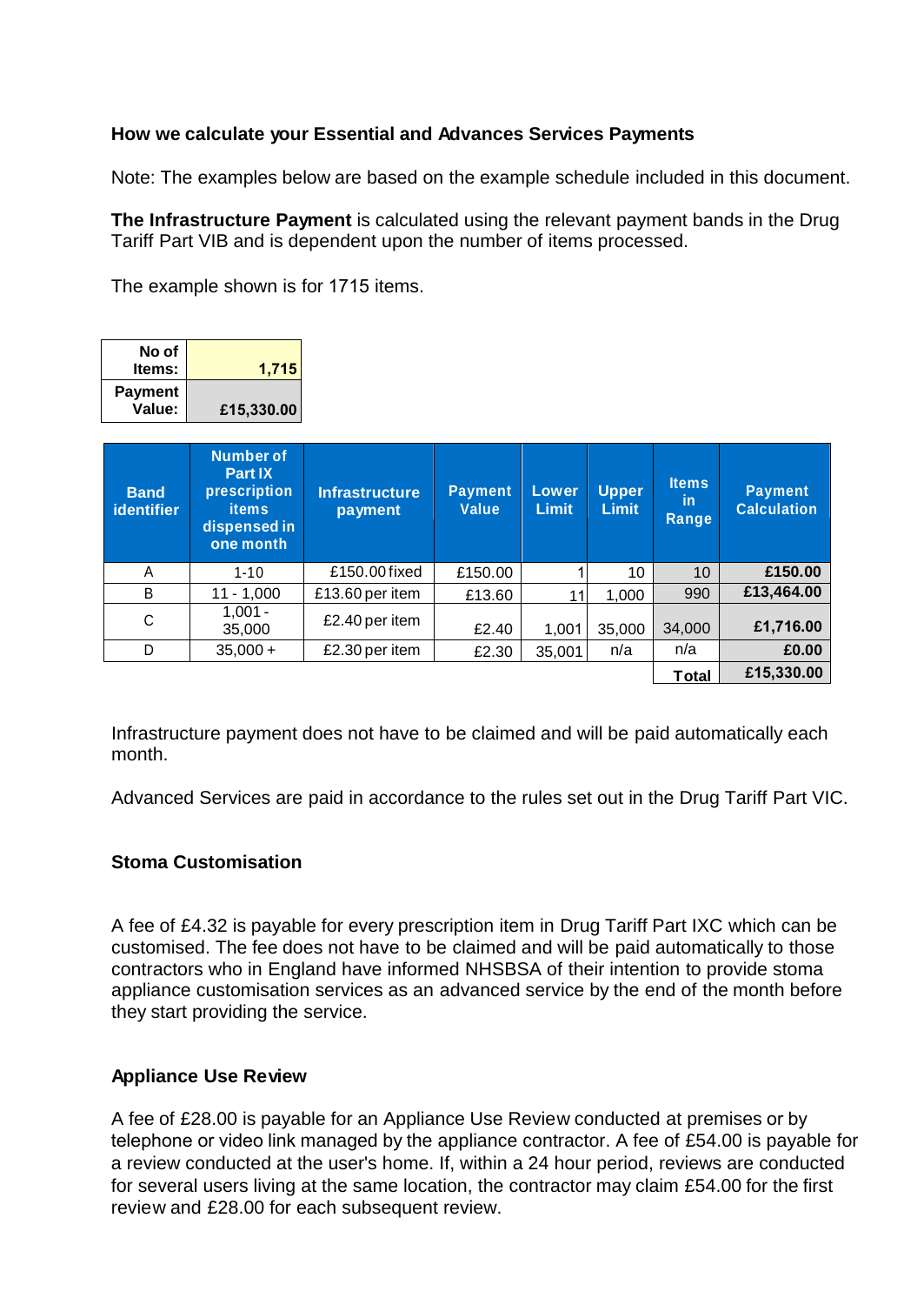**How we calculate your Essential and Advances Services Payments**

Note: The examples below are based on the example schedule included in this document.

**The Infrastructure Payment** is calculated using the relevant payment bands in the Drug Tariff Part VIB and is dependent upon the number of items processed.

The example shown is for 1715 items.

| | |
|---|---|
| No of Items: | 1,715 |
| Payment Value: | £15,330.00 |

| Band identifier | Number of Part IX prescription items dispensed in one month | Infrastructure payment | Payment Value | Lower Limit | Upper Limit | Items in Range | Payment Calculation |
|---|---|---|---|---|---|---|---|
| A | 1-10 | £150.00 fixed | £150.00 | 1 | 10 | 10 | £150.00 |
| B | 11 - 1,000 | £13.60 per item | £13.60 | 11 | 1,000 | 990 | £13,464.00 |
| C | 1,001 - 35,000 | £2.40 per item | £2.40 | 1,001 | 35,000 | 34,000 | £1,716.00 |
| D | 35,000 + | £2.30 per item | £2.30 | 35,001 | n/a | n/a | £0.00 |
| | | | | | | Total | £15,330.00 |

Infrastructure payment does not have to be claimed and will be paid automatically each month.

Advanced Services are paid in accordance to the rules set out in the Drug Tariff Part VIC.

**Stoma Customisation**

A fee of £4.32 is payable for every prescription item in Drug Tariff Part IXC which can be customised. The fee does not have to be claimed and will be paid automatically to those contractors who in England have informed NHSBSA of their intention to provide stoma appliance customisation services as an advanced service by the end of the month before they start providing the service.

**Appliance Use Review**

A fee of £28.00 is payable for an Appliance Use Review conducted at premises or by telephone or video link managed by the appliance contractor. A fee of £54.00 is payable for a review conducted at the user's home. If, within a 24 hour period, reviews are conducted for several users living at the same location, the contractor may claim £54.00 for the first review and £28.00 for each subsequent review.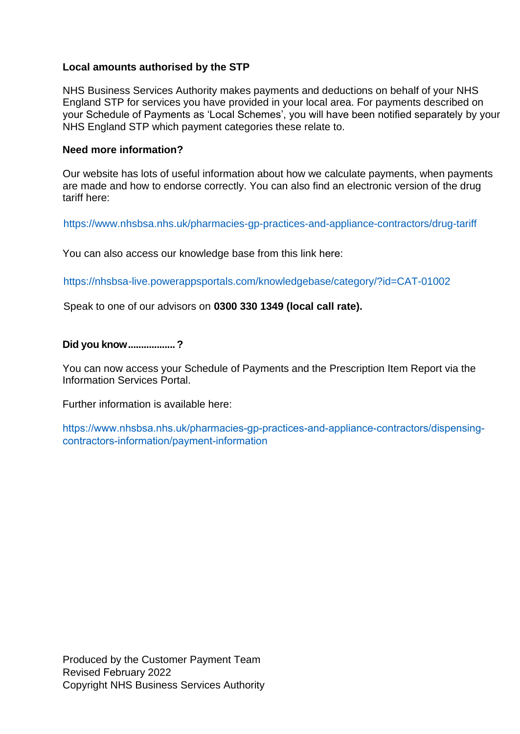### Local amounts authorised by the STP

NHS Business Services Authority makes payments and deductions on behalf of your NHS England STP for services you have provided in your local area. For payments described on your Schedule of Payments as 'Local Schemes', you will have been notified separately by your NHS England STP which payment categories these relate to.

### Need more information?

Our website has lots of useful information about how we calculate payments, when payments are made and how to endorse correctly. You can also find an electronic version of the drug tariff here:

https://www.nhsbsa.nhs.uk/pharmacies-gp-practices-and-appliance-contractors/drug-tariff

You can also access our knowledge base from this link here:

https://nhsbsa-live.powerappsportals.com/knowledgebase/category/?id=CAT-01002

Speak to one of our advisors on **0300 330 1349 (local call rate).**

### Did you know..................?

You can now access your Schedule of Payments and the Prescription Item Report via the Information Services Portal.

Further information is available here:

https://www.nhsbsa.nhs.uk/pharmacies-gp-practices-and-appliance-contractors/dispensing-contractors-information/payment-information

Produced by the Customer Payment Team
Revised February 2022
Copyright NHS Business Services Authority